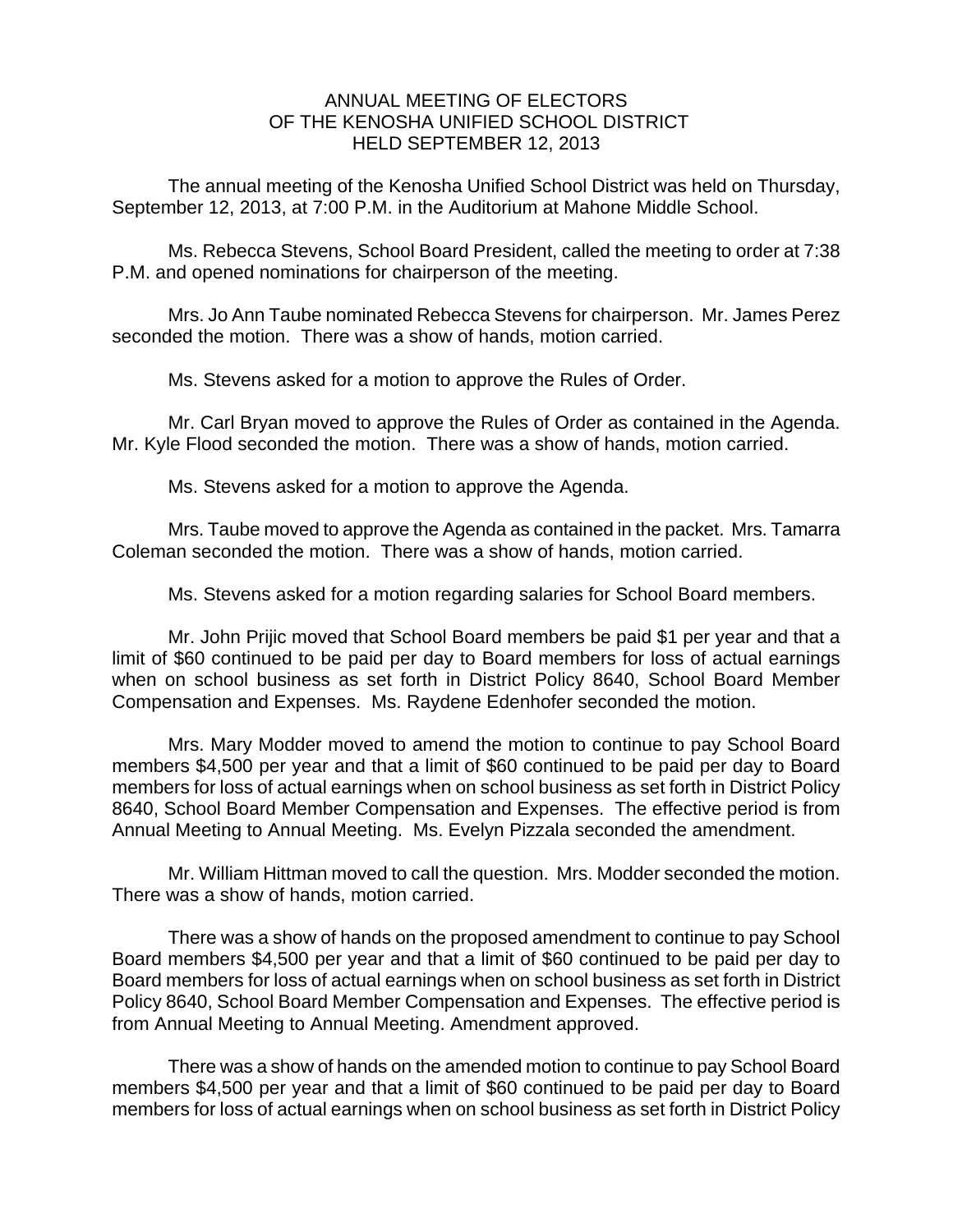# ANNUAL MEETING OF ELECTORS
# OF THE KENOSHA UNIFIED SCHOOL DISTRICT
# HELD SEPTEMBER 12, 2013

The annual meeting of the Kenosha Unified School District was held on Thursday, September 12, 2013, at 7:00 P.M. in the Auditorium at Mahone Middle School.

Ms. Rebecca Stevens, School Board President, called the meeting to order at 7:38 P.M. and opened nominations for chairperson of the meeting.

Mrs. Jo Ann Taube nominated Rebecca Stevens for chairperson. Mr. James Perez seconded the motion. There was a show of hands, motion carried.

Ms. Stevens asked for a motion to approve the Rules of Order.

Mr. Carl Bryan moved to approve the Rules of Order as contained in the Agenda. Mr. Kyle Flood seconded the motion. There was a show of hands, motion carried.

Ms. Stevens asked for a motion to approve the Agenda.

Mrs. Taube moved to approve the Agenda as contained in the packet. Mrs. Tamarra Coleman seconded the motion. There was a show of hands, motion carried.

Ms. Stevens asked for a motion regarding salaries for School Board members.

Mr. John Prijic moved that School Board members be paid $1 per year and that a limit of $60 continued to be paid per day to Board members for loss of actual earnings when on school business as set forth in District Policy 8640, School Board Member Compensation and Expenses. Ms. Raydene Edenhofer seconded the motion.

Mrs. Mary Modder moved to amend the motion to continue to pay School Board members $4,500 per year and that a limit of $60 continued to be paid per day to Board members for loss of actual earnings when on school business as set forth in District Policy 8640, School Board Member Compensation and Expenses. The effective period is from Annual Meeting to Annual Meeting. Ms. Evelyn Pizzala seconded the amendment.

Mr. William Hittman moved to call the question. Mrs. Modder seconded the motion. There was a show of hands, motion carried.

There was a show of hands on the proposed amendment to continue to pay School Board members $4,500 per year and that a limit of $60 continued to be paid per day to Board members for loss of actual earnings when on school business as set forth in District Policy 8640, School Board Member Compensation and Expenses. The effective period is from Annual Meeting to Annual Meeting. Amendment approved.

There was a show of hands on the amended motion to continue to pay School Board members $4,500 per year and that a limit of $60 continued to be paid per day to Board members for loss of actual earnings when on school business as set forth in District Policy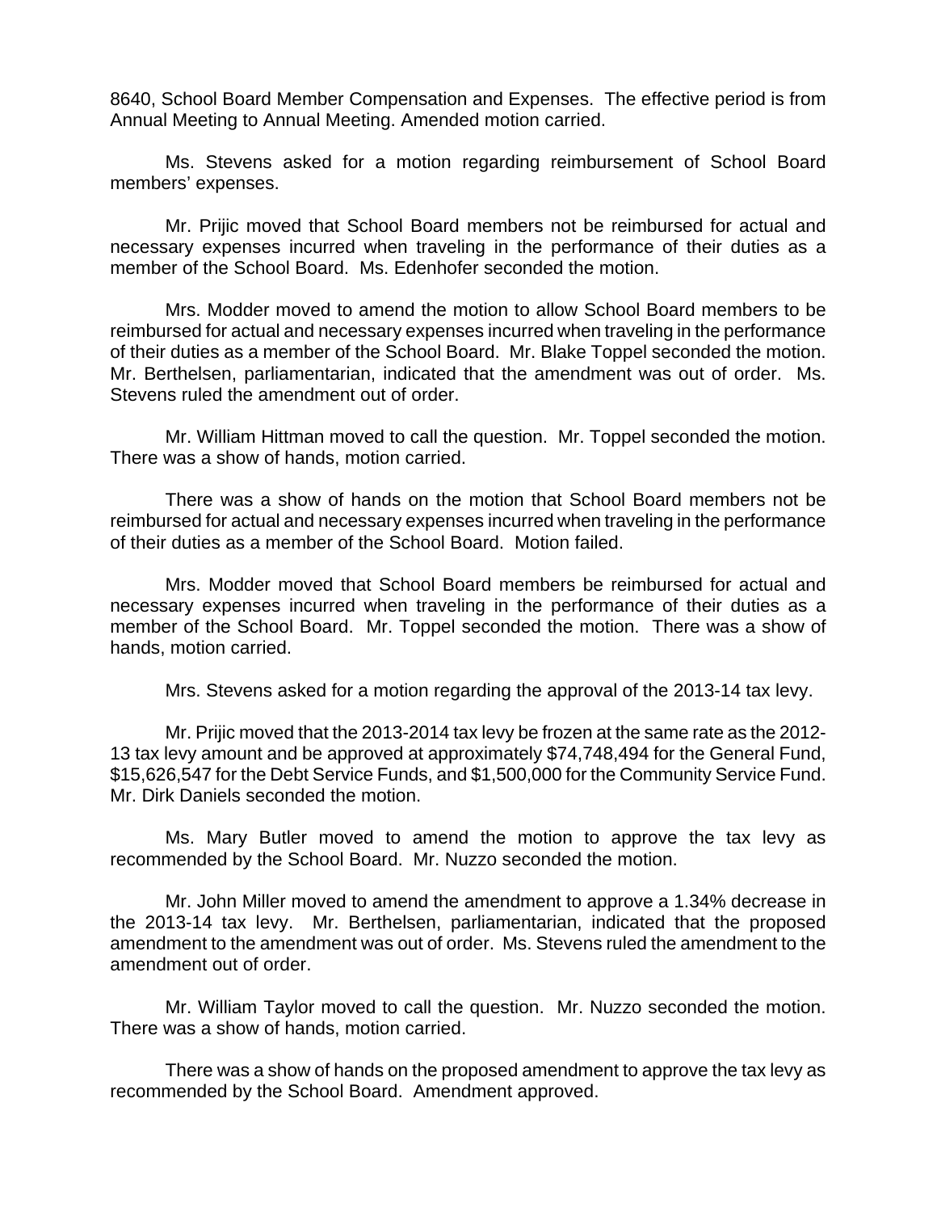8640, School Board Member Compensation and Expenses. The effective period is from Annual Meeting to Annual Meeting. Amended motion carried.

Ms. Stevens asked for a motion regarding reimbursement of School Board members' expenses.

Mr. Prijic moved that School Board members not be reimbursed for actual and necessary expenses incurred when traveling in the performance of their duties as a member of the School Board. Ms. Edenhofer seconded the motion.

Mrs. Modder moved to amend the motion to allow School Board members to be reimbursed for actual and necessary expenses incurred when traveling in the performance of their duties as a member of the School Board. Mr. Blake Toppel seconded the motion. Mr. Berthelsen, parliamentarian, indicated that the amendment was out of order. Ms. Stevens ruled the amendment out of order.

Mr. William Hittman moved to call the question. Mr. Toppel seconded the motion. There was a show of hands, motion carried.

There was a show of hands on the motion that School Board members not be reimbursed for actual and necessary expenses incurred when traveling in the performance of their duties as a member of the School Board. Motion failed.

Mrs. Modder moved that School Board members be reimbursed for actual and necessary expenses incurred when traveling in the performance of their duties as a member of the School Board. Mr. Toppel seconded the motion. There was a show of hands, motion carried.

Mrs. Stevens asked for a motion regarding the approval of the 2013-14 tax levy.

Mr. Prijic moved that the 2013-2014 tax levy be frozen at the same rate as the 2012-13 tax levy amount and be approved at approximately $74,748,494 for the General Fund, $15,626,547 for the Debt Service Funds, and $1,500,000 for the Community Service Fund. Mr. Dirk Daniels seconded the motion.

Ms. Mary Butler moved to amend the motion to approve the tax levy as recommended by the School Board. Mr. Nuzzo seconded the motion.

Mr. John Miller moved to amend the amendment to approve a 1.34% decrease in the 2013-14 tax levy. Mr. Berthelsen, parliamentarian, indicated that the proposed amendment to the amendment was out of order. Ms. Stevens ruled the amendment to the amendment out of order.

Mr. William Taylor moved to call the question. Mr. Nuzzo seconded the motion. There was a show of hands, motion carried.

There was a show of hands on the proposed amendment to approve the tax levy as recommended by the School Board. Amendment approved.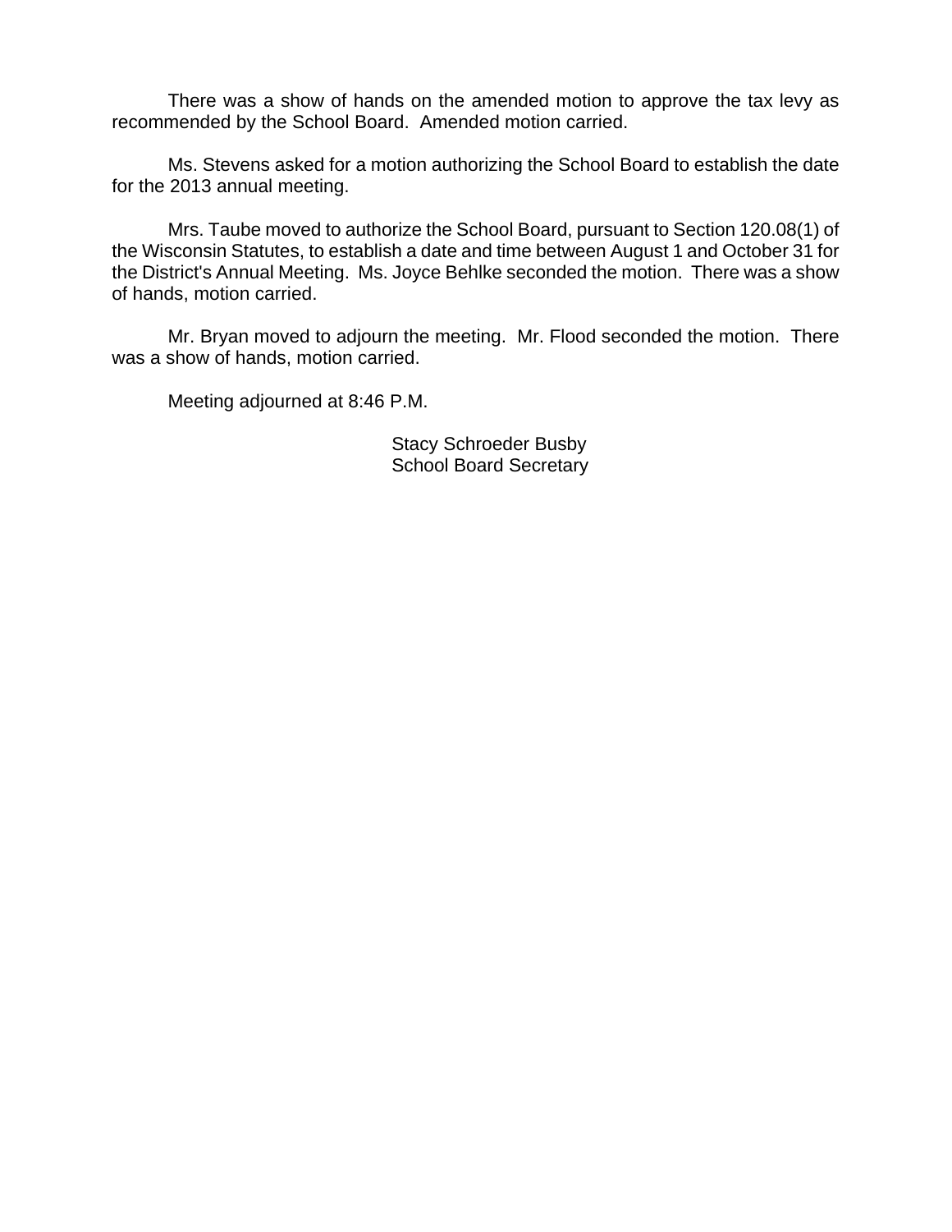There was a show of hands on the amended motion to approve the tax levy as recommended by the School Board. Amended motion carried.

Ms. Stevens asked for a motion authorizing the School Board to establish the date for the 2013 annual meeting.

Mrs. Taube moved to authorize the School Board, pursuant to Section 120.08(1) of the Wisconsin Statutes, to establish a date and time between August 1 and October 31 for the District's Annual Meeting. Ms. Joyce Behlke seconded the motion. There was a show of hands, motion carried.

Mr. Bryan moved to adjourn the meeting. Mr. Flood seconded the motion. There was a show of hands, motion carried.

Meeting adjourned at 8:46 P.M.

Stacy Schroeder Busby  
School Board Secretary